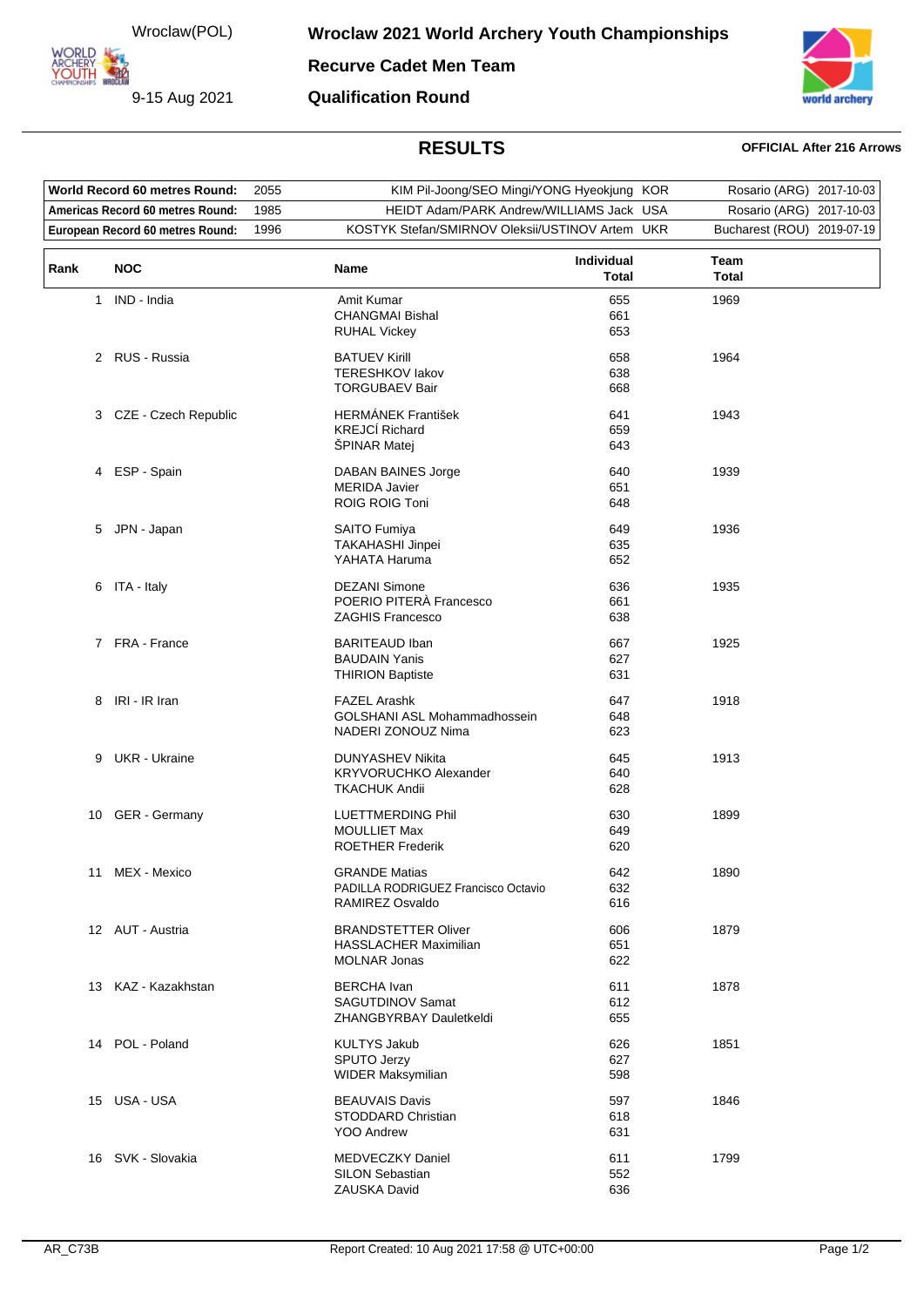Wroclaw(POL)

9-15 Aug 2021

# Wroclaw 2021 World Archery Youth Championships

## Recurve Cadet Men Team

## Qualification Round

### RESULTS

**OFFICIAL After 216 Arrows**

| | | | | |
|---|---|---|---|---|
| **World Record 60 metres Round:** | 2055 | KIM Pil-Joong/SEO Mingi/YONG Hyeokjung KOR | Rosario (ARG) | 2017-10-03 |
| **Americas Record 60 metres Round:** | 1985 | HEIDT Adam/PARK Andrew/WILLIAMS Jack USA | Rosario (ARG) | 2017-10-03 |
| **European Record 60 metres Round:** | 1996 | KOSTYK Stefan/SMIRNOV Oleksii/USTINOV Artem UKR | Bucharest (ROU) | 2019-07-19 |

| Rank | NOC | Name | Individual Total | Team Total |
|---|---|---|---|---|
| 1 | IND - India | Amit Kumar | 655 | 1969 |
| | | CHANGMAI Bishal | 661 | |
| | | RUHAL Vickey | 653 | |
| 2 | RUS - Russia | BATUEV Kirill | 658 | 1964 |
| | | TERESHKOV Iakov | 638 | |
| | | TORGUBAEV Bair | 668 | |
| 3 | CZE - Czech Republic | HERMÁNEK František | 641 | 1943 |
| | | KREJCÍ Richard | 659 | |
| | | ŠPINAR Matej | 643 | |
| 4 | ESP - Spain | DABAN BAINES Jorge | 640 | 1939 |
| | | MERIDA Javier | 651 | |
| | | ROIG ROIG Toni | 648 | |
| 5 | JPN - Japan | SAITO Fumiya | 649 | 1936 |
| | | TAKAHASHI Jinpei | 635 | |
| | | YAHATA Haruma | 652 | |
| 6 | ITA - Italy | DEZANI Simone | 636 | 1935 |
| | | POERIO PITERÀ Francesco | 661 | |
| | | ZAGHIS Francesco | 638 | |
| 7 | FRA - France | BARITEAUD Iban | 667 | 1925 |
| | | BAUDAIN Yanis | 627 | |
| | | THIRION Baptiste | 631 | |
| 8 | IRI - IR Iran | FAZEL Arashk | 647 | 1918 |
| | | GOLSHANI ASL Mohammadhossein | 648 | |
| | | NADERI ZONOUZ Nima | 623 | |
| 9 | UKR - Ukraine | DUNYASHEV Nikita | 645 | 1913 |
| | | KRYVORUCHKO Alexander | 640 | |
| | | TKACHUK Andii | 628 | |
| 10 | GER - Germany | LUETTMERDING Phil | 630 | 1899 |
| | | MOULLIET Max | 649 | |
| | | ROETHER Frederik | 620 | |
| 11 | MEX - Mexico | GRANDE Matias | 642 | 1890 |
| | | PADILLA RODRIGUEZ Francisco Octavio | 632 | |
| | | RAMIREZ Osvaldo | 616 | |
| 12 | AUT - Austria | BRANDSTETTER Oliver | 606 | 1879 |
| | | HASSLACHER Maximilian | 651 | |
| | | MOLNAR Jonas | 622 | |
| 13 | KAZ - Kazakhstan | BERCHA Ivan | 611 | 1878 |
| | | SAGUTDINOV Samat | 612 | |
| | | ZHANGBYRBAY Dauletkeldi | 655 | |
| 14 | POL - Poland | KULTYS Jakub | 626 | 1851 |
| | | SPUTO Jerzy | 627 | |
| | | WIDER Maksymilian | 598 | |
| 15 | USA - USA | BEAUVAIS Davis | 597 | 1846 |
| | | STODDARD Christian | 618 | |
| | | YOO Andrew | 631 | |
| 16 | SVK - Slovakia | MEDVECZKY Daniel | 611 | 1799 |
| | | SILON Sebastian | 552 | |
| | | ZAUSKA David | 636 | |

AR_C73B Report Created: 10 Aug 2021 17:58 @ UTC+00:00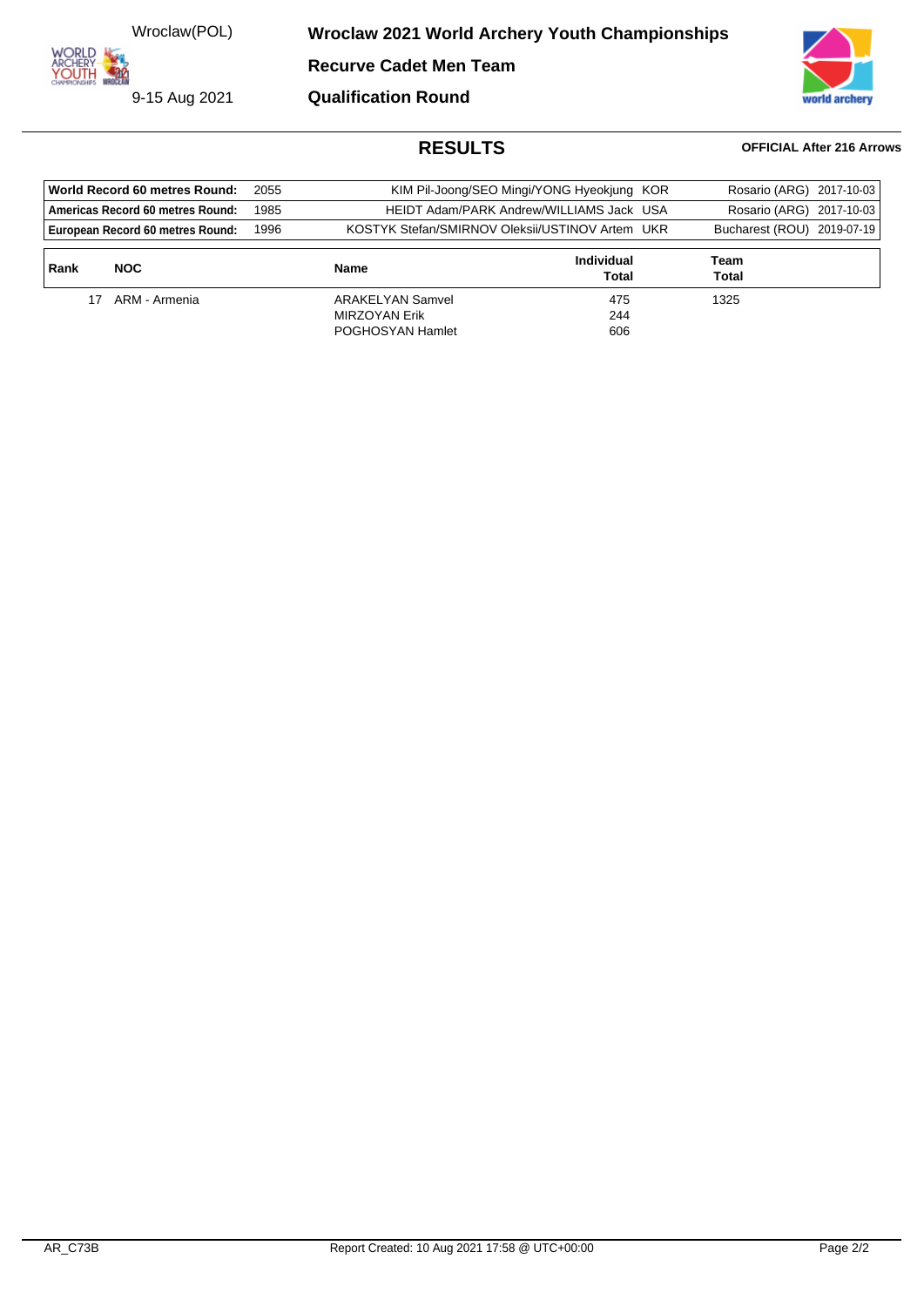Wroclaw(POL)

9-15 Aug 2021

# Wroclaw 2021 World Archery Youth Championships

## Recurve Cadet Men Team

## Qualification Round

### RESULTS

**OFFICIAL After 216 Arrows**

| | | | | |
|---|---|---|---|---|
| **World Record 60 metres Round:** | 2055 | KIM Pil-Joong/SEO Mingi/YONG Hyeokjung | KOR | Rosario (ARG) 2017-10-03 |
| **Americas Record 60 metres Round:** | 1985 | HEIDT Adam/PARK Andrew/WILLIAMS Jack | USA | Rosario (ARG) 2017-10-03 |
| **European Record 60 metres Round:** | 1996 | KOSTYK Stefan/SMIRNOV Oleksii/USTINOV Artem | UKR | Bucharest (ROU) 2019-07-19 |

| Rank | NOC | Name | Individual Total | Team Total |
|---|---|---|---|---|
| 17 | ARM - Armenia | ARAKELYAN Samvel | 475 | 1325 |
| | | MIRZOYAN Erik | 244 | |
| | | POGHOSYAN Hamlet | 606 | |

AR_C73B

Report Created: 10 Aug 2021 17:58 @ UTC+00:00